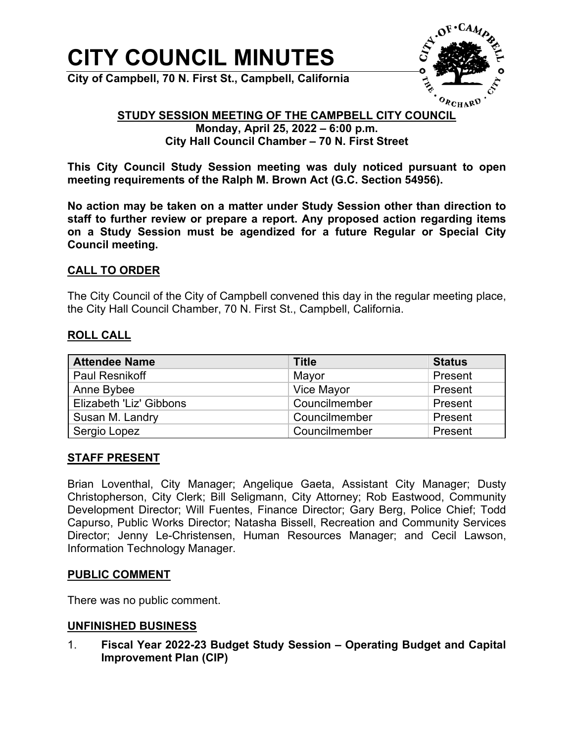# CITY COUNCIL MINUTES

**City of Campbell, 70 N. First St., Campbell, California**

## STUDY SESSION MEETING OF THE CAMPBELL CITY COUNCIL

**Monday, April 25, 2022 – 6:00 p.m.**
**City Hall Council Chamber – 70 N. First Street**

**This City Council Study Session meeting was duly noticed pursuant to open meeting requirements of the Ralph M. Brown Act (G.C. Section 54956).**

**No action may be taken on a matter under Study Session other than direction to staff to further review or prepare a report. Any proposed action regarding items on a Study Session must be agendized for a future Regular or Special City Council meeting.**

## CALL TO ORDER

The City Council of the City of Campbell convened this day in the regular meeting place, the City Hall Council Chamber, 70 N. First St., Campbell, California.

## ROLL CALL

| Attendee Name | Title | Status |
|---|---|---|
| Paul Resnikoff | Mayor | Present |
| Anne Bybee | Vice Mayor | Present |
| Elizabeth 'Liz' Gibbons | Councilmember | Present |
| Susan M. Landry | Councilmember | Present |
| Sergio Lopez | Councilmember | Present |

## STAFF PRESENT

Brian Loventhal, City Manager; Angelique Gaeta, Assistant City Manager; Dusty Christopherson, City Clerk; Bill Seligmann, City Attorney; Rob Eastwood, Community Development Director; Will Fuentes, Finance Director; Gary Berg, Police Chief; Todd Capurso, Public Works Director; Natasha Bissell, Recreation and Community Services Director; Jenny Le-Christensen, Human Resources Manager; and Cecil Lawson, Information Technology Manager.

## PUBLIC COMMENT

There was no public comment.

## UNFINISHED BUSINESS

1. **Fiscal Year 2022-23 Budget Study Session – Operating Budget and Capital Improvement Plan (CIP)**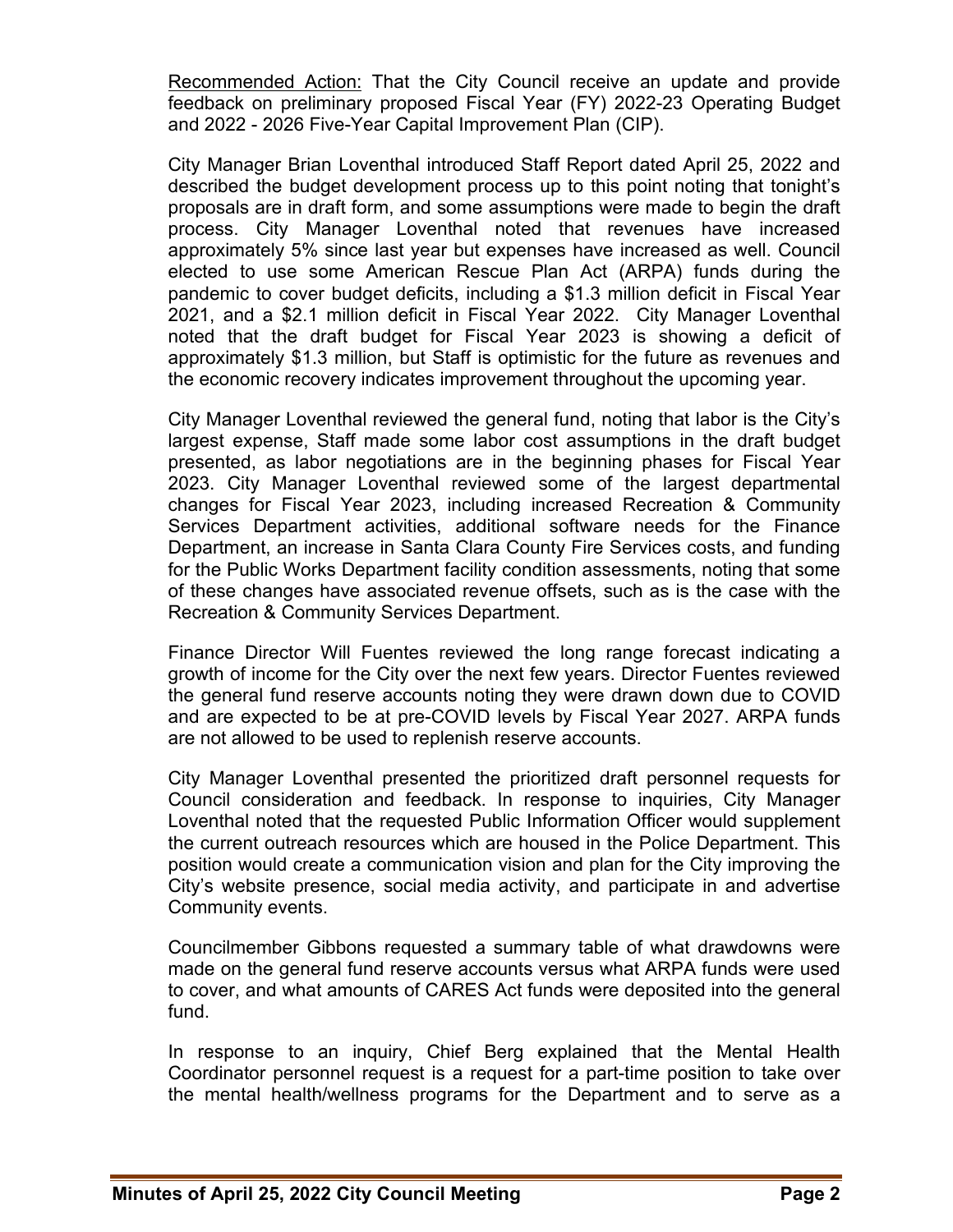Recommended Action: That the City Council receive an update and provide feedback on preliminary proposed Fiscal Year (FY) 2022-23 Operating Budget and 2022 - 2026 Five-Year Capital Improvement Plan (CIP).

City Manager Brian Loventhal introduced Staff Report dated April 25, 2022 and described the budget development process up to this point noting that tonight's proposals are in draft form, and some assumptions were made to begin the draft process. City Manager Loventhal noted that revenues have increased approximately 5% since last year but expenses have increased as well. Council elected to use some American Rescue Plan Act (ARPA) funds during the pandemic to cover budget deficits, including a $1.3 million deficit in Fiscal Year 2021, and a $2.1 million deficit in Fiscal Year 2022. City Manager Loventhal noted that the draft budget for Fiscal Year 2023 is showing a deficit of approximately $1.3 million, but Staff is optimistic for the future as revenues and the economic recovery indicates improvement throughout the upcoming year.

City Manager Loventhal reviewed the general fund, noting that labor is the City's largest expense, Staff made some labor cost assumptions in the draft budget presented, as labor negotiations are in the beginning phases for Fiscal Year 2023. City Manager Loventhal reviewed some of the largest departmental changes for Fiscal Year 2023, including increased Recreation & Community Services Department activities, additional software needs for the Finance Department, an increase in Santa Clara County Fire Services costs, and funding for the Public Works Department facility condition assessments, noting that some of these changes have associated revenue offsets, such as is the case with the Recreation & Community Services Department.

Finance Director Will Fuentes reviewed the long range forecast indicating a growth of income for the City over the next few years. Director Fuentes reviewed the general fund reserve accounts noting they were drawn down due to COVID and are expected to be at pre-COVID levels by Fiscal Year 2027. ARPA funds are not allowed to be used to replenish reserve accounts.

City Manager Loventhal presented the prioritized draft personnel requests for Council consideration and feedback. In response to inquiries, City Manager Loventhal noted that the requested Public Information Officer would supplement the current outreach resources which are housed in the Police Department. This position would create a communication vision and plan for the City improving the City's website presence, social media activity, and participate in and advertise Community events.

Councilmember Gibbons requested a summary table of what drawdowns were made on the general fund reserve accounts versus what ARPA funds were used to cover, and what amounts of CARES Act funds were deposited into the general fund.

In response to an inquiry, Chief Berg explained that the Mental Health Coordinator personnel request is a request for a part-time position to take over the mental health/wellness programs for the Department and to serve as a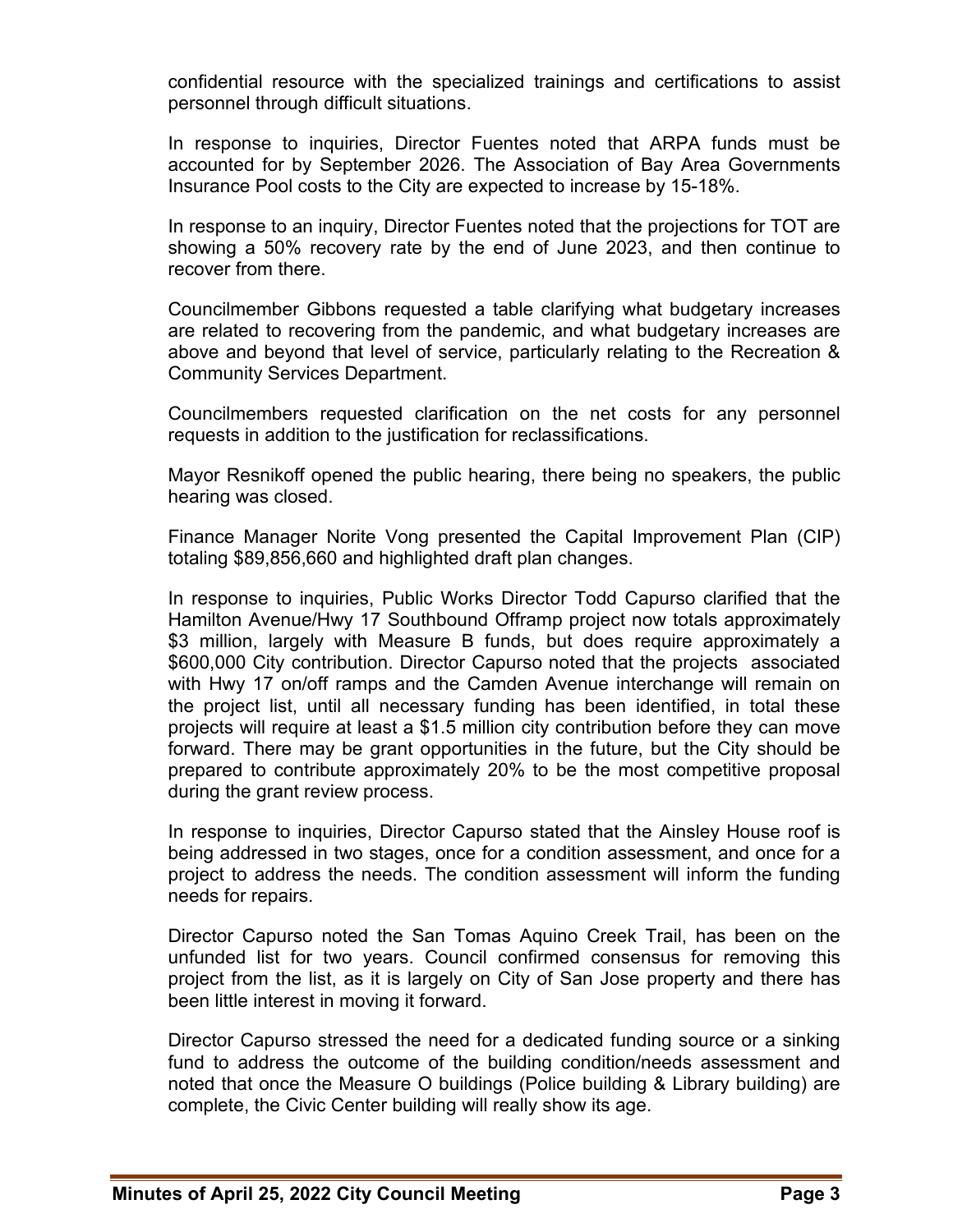confidential resource with the specialized trainings and certifications to assist personnel through difficult situations.

In response to inquiries, Director Fuentes noted that ARPA funds must be accounted for by September 2026. The Association of Bay Area Governments Insurance Pool costs to the City are expected to increase by 15-18%.

In response to an inquiry, Director Fuentes noted that the projections for TOT are showing a 50% recovery rate by the end of June 2023, and then continue to recover from there.

Councilmember Gibbons requested a table clarifying what budgetary increases are related to recovering from the pandemic, and what budgetary increases are above and beyond that level of service, particularly relating to the Recreation & Community Services Department.

Councilmembers requested clarification on the net costs for any personnel requests in addition to the justification for reclassifications.

Mayor Resnikoff opened the public hearing, there being no speakers, the public hearing was closed.

Finance Manager Norite Vong presented the Capital Improvement Plan (CIP) totaling $89,856,660 and highlighted draft plan changes.

In response to inquiries, Public Works Director Todd Capurso clarified that the Hamilton Avenue/Hwy 17 Southbound Offramp project now totals approximately $3 million, largely with Measure B funds, but does require approximately a $600,000 City contribution. Director Capurso noted that the projects associated with Hwy 17 on/off ramps and the Camden Avenue interchange will remain on the project list, until all necessary funding has been identified, in total these projects will require at least a $1.5 million city contribution before they can move forward. There may be grant opportunities in the future, but the City should be prepared to contribute approximately 20% to be the most competitive proposal during the grant review process.

In response to inquiries, Director Capurso stated that the Ainsley House roof is being addressed in two stages, once for a condition assessment, and once for a project to address the needs. The condition assessment will inform the funding needs for repairs.

Director Capurso noted the San Tomas Aquino Creek Trail, has been on the unfunded list for two years. Council confirmed consensus for removing this project from the list, as it is largely on City of San Jose property and there has been little interest in moving it forward.

Director Capurso stressed the need for a dedicated funding source or a sinking fund to address the outcome of the building condition/needs assessment and noted that once the Measure O buildings (Police building & Library building) are complete, the Civic Center building will really show its age.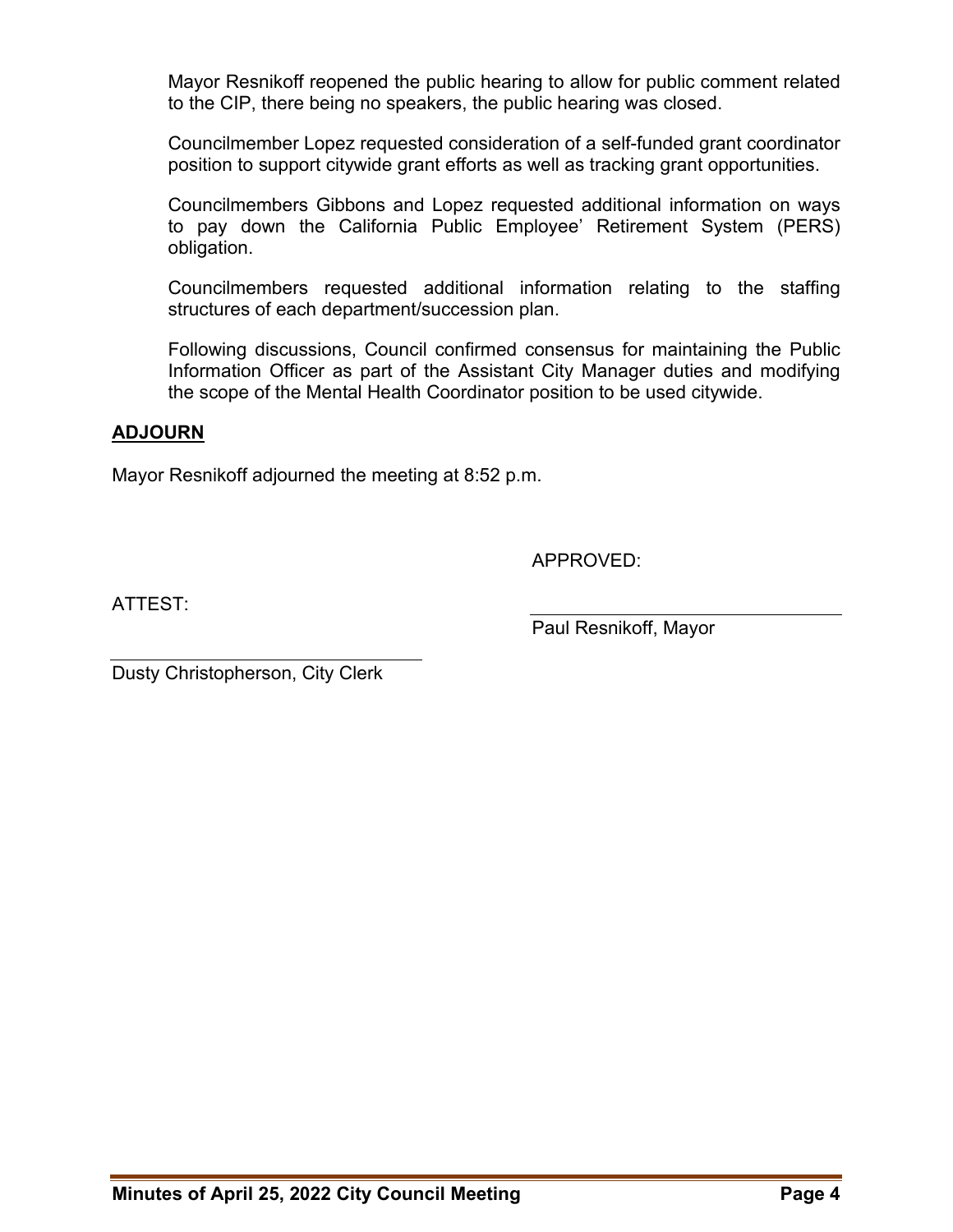Mayor Resnikoff reopened the public hearing to allow for public comment related to the CIP, there being no speakers, the public hearing was closed.

Councilmember Lopez requested consideration of a self-funded grant coordinator position to support citywide grant efforts as well as tracking grant opportunities.

Councilmembers Gibbons and Lopez requested additional information on ways to pay down the California Public Employee' Retirement System (PERS) obligation.

Councilmembers requested additional information relating to the staffing structures of each department/succession plan.

Following discussions, Council confirmed consensus for maintaining the Public Information Officer as part of the Assistant City Manager duties and modifying the scope of the Mental Health Coordinator position to be used citywide.

## ADJOURN

Mayor Resnikoff adjourned the meeting at 8:52 p.m.

APPROVED:

ATTEST:

Paul Resnikoff, Mayor

Dusty Christopherson, City Clerk